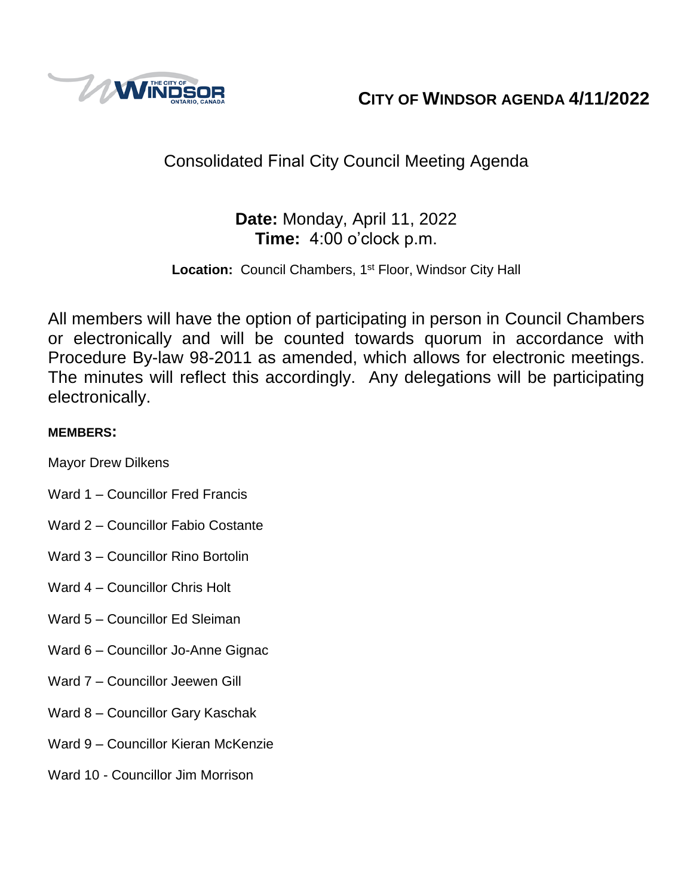# CITY OF WINDSOR AGENDA 4/11/2022

## Consolidated Final City Council Meeting Agenda

**Date:** Monday, April 11, 2022
**Time:** 4:00 o'clock p.m.

**Location:** Council Chambers, 1st Floor, Windsor City Hall

All members will have the option of participating in person in Council Chambers or electronically and will be counted towards quorum in accordance with Procedure By-law 98-2011 as amended, which allows for electronic meetings. The minutes will reflect this accordingly. Any delegations will be participating electronically.

**MEMBERS:**

Mayor Drew Dilkens

Ward 1 – Councillor Fred Francis

Ward 2 – Councillor Fabio Costante

Ward 3 – Councillor Rino Bortolin

Ward 4 – Councillor Chris Holt

Ward 5 – Councillor Ed Sleiman

Ward 6 – Councillor Jo-Anne Gignac

Ward 7 – Councillor Jeewen Gill

Ward 8 – Councillor Gary Kaschak

Ward 9 – Councillor Kieran McKenzie

Ward 10 - Councillor Jim Morrison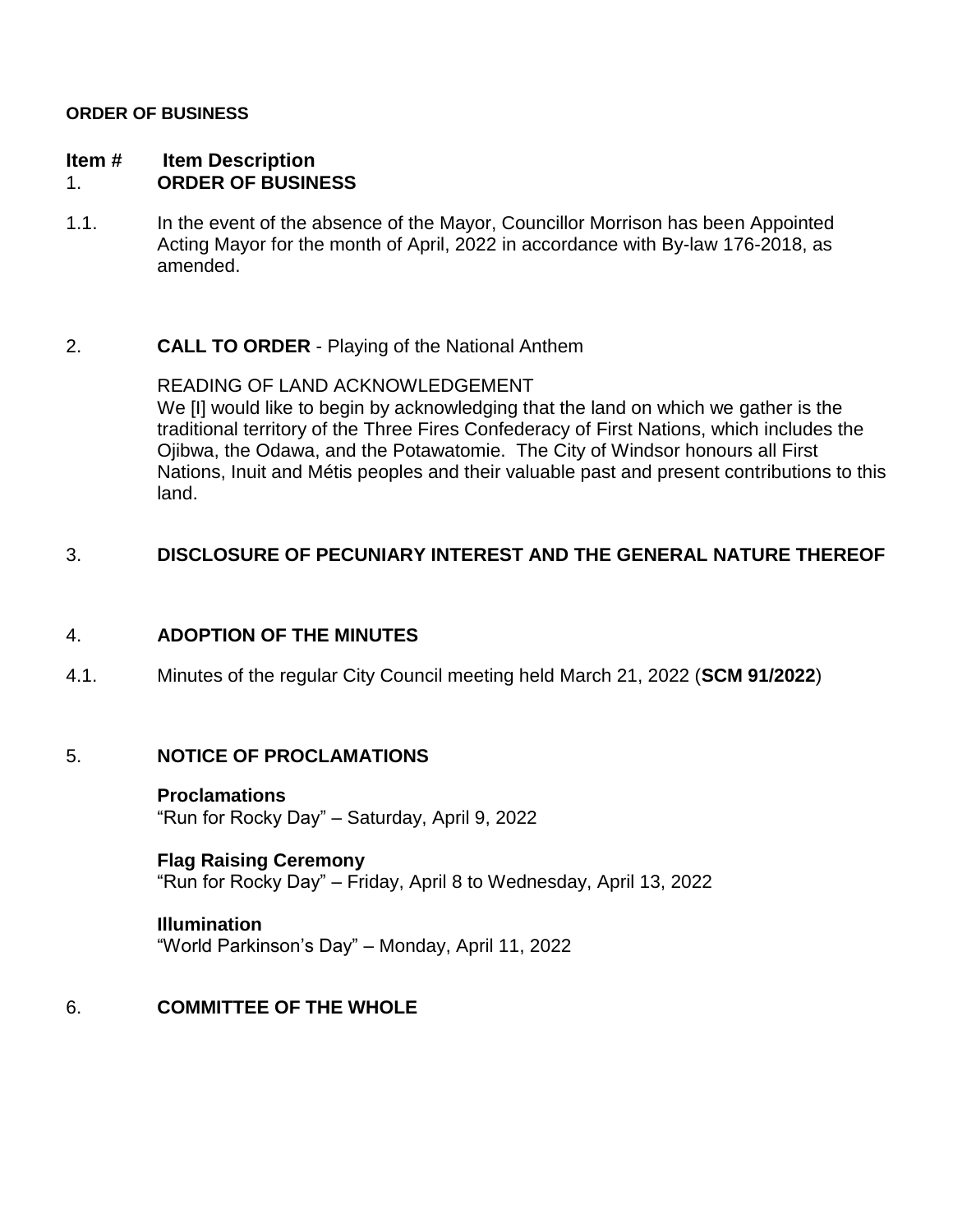**ORDER OF BUSINESS**

**Item # Item Description**

1. **ORDER OF BUSINESS**

1.1. In the event of the absence of the Mayor, Councillor Morrison has been Appointed Acting Mayor for the month of April, 2022 in accordance with By-law 176-2018, as amended.

2. **CALL TO ORDER** - Playing of the National Anthem

READING OF LAND ACKNOWLEDGEMENT
We [I] would like to begin by acknowledging that the land on which we gather is the traditional territory of the Three Fires Confederacy of First Nations, which includes the Ojibwa, the Odawa, and the Potawatomie. The City of Windsor honours all First Nations, Inuit and Métis peoples and their valuable past and present contributions to this land.

3. **DISCLOSURE OF PECUNIARY INTEREST AND THE GENERAL NATURE THEREOF**

4. **ADOPTION OF THE MINUTES**

4.1. Minutes of the regular City Council meeting held March 21, 2022 (**SCM 91/2022**)

5. **NOTICE OF PROCLAMATIONS**

**Proclamations**
"Run for Rocky Day" – Saturday, April 9, 2022

**Flag Raising Ceremony**
"Run for Rocky Day" – Friday, April 8 to Wednesday, April 13, 2022

**Illumination**
"World Parkinson's Day" – Monday, April 11, 2022

6. **COMMITTEE OF THE WHOLE**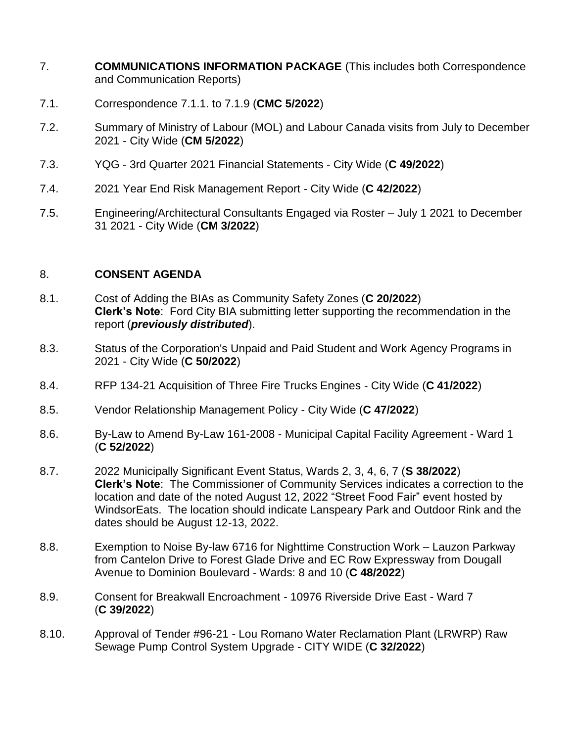7. **COMMUNICATIONS INFORMATION PACKAGE** (This includes both Correspondence and Communication Reports)

7.1. Correspondence 7.1.1. to 7.1.9 (**CMC 5/2022**)

7.2. Summary of Ministry of Labour (MOL) and Labour Canada visits from July to December 2021 - City Wide (**CM 5/2022**)

7.3. YQG - 3rd Quarter 2021 Financial Statements - City Wide (**C 49/2022**)

7.4. 2021 Year End Risk Management Report - City Wide (**C 42/2022**)

7.5. Engineering/Architectural Consultants Engaged via Roster – July 1 2021 to December 31 2021 - City Wide (**CM 3/2022**)

8. **CONSENT AGENDA**

8.1. Cost of Adding the BIAs as Community Safety Zones (**C 20/2022**)
**Clerk's Note**: Ford City BIA submitting letter supporting the recommendation in the report (***previously distributed***).

8.3. Status of the Corporation's Unpaid and Paid Student and Work Agency Programs in 2021 - City Wide (**C 50/2022**)

8.4. RFP 134-21 Acquisition of Three Fire Trucks Engines - City Wide (**C 41/2022**)

8.5. Vendor Relationship Management Policy - City Wide (**C 47/2022**)

8.6. By-Law to Amend By-Law 161-2008 - Municipal Capital Facility Agreement - Ward 1 (**C 52/2022**)

8.7. 2022 Municipally Significant Event Status, Wards 2, 3, 4, 6, 7 (**S 38/2022**)
**Clerk's Note**: The Commissioner of Community Services indicates a correction to the location and date of the noted August 12, 2022 "Street Food Fair" event hosted by WindsorEats. The location should indicate Lanspeary Park and Outdoor Rink and the dates should be August 12-13, 2022.

8.8. Exemption to Noise By-law 6716 for Nighttime Construction Work – Lauzon Parkway from Cantelon Drive to Forest Glade Drive and EC Row Expressway from Dougall Avenue to Dominion Boulevard - Wards: 8 and 10 (**C 48/2022**)

8.9. Consent for Breakwall Encroachment - 10976 Riverside Drive East - Ward 7 (**C 39/2022**)

8.10. Approval of Tender #96-21 - Lou Romano Water Reclamation Plant (LRWRP) Raw Sewage Pump Control System Upgrade - CITY WIDE (**C 32/2022**)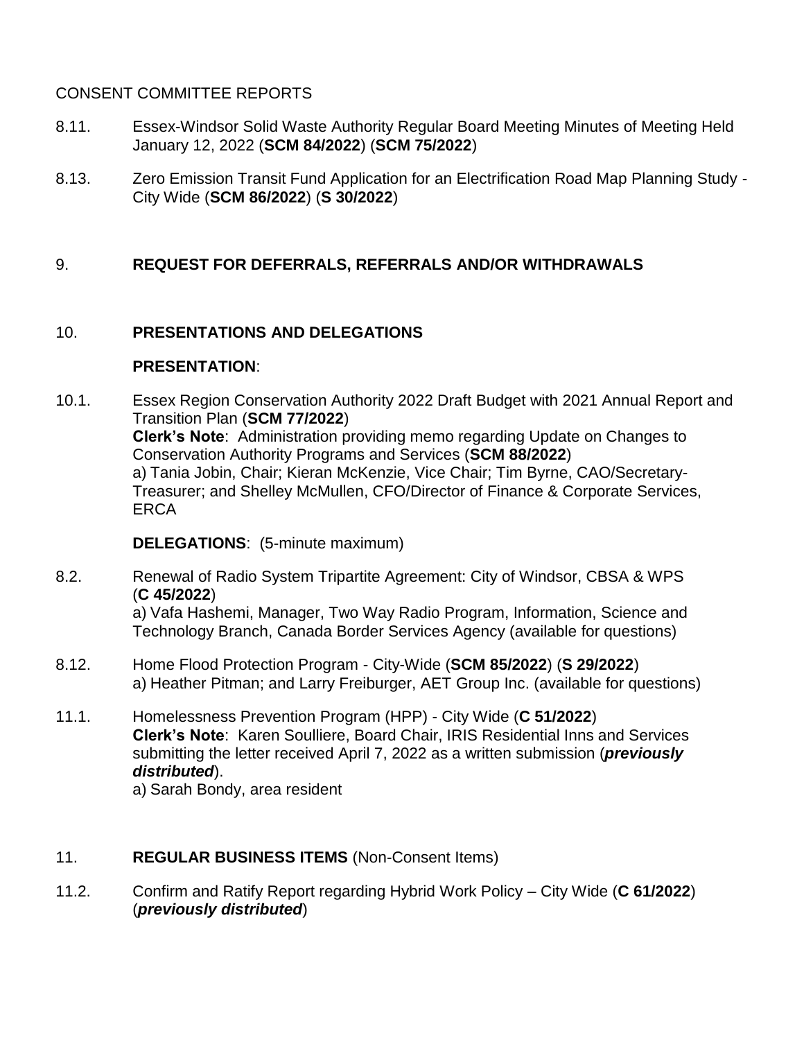CONSENT COMMITTEE REPORTS

8.11. Essex-Windsor Solid Waste Authority Regular Board Meeting Minutes of Meeting Held January 12, 2022 (**SCM 84/2022**) (**SCM 75/2022**)

8.13. Zero Emission Transit Fund Application for an Electrification Road Map Planning Study - City Wide (**SCM 86/2022**) (**S 30/2022**)

## 9. REQUEST FOR DEFERRALS, REFERRALS AND/OR WITHDRAWALS

## 10. PRESENTATIONS AND DELEGATIONS

**PRESENTATION**:

10.1. Essex Region Conservation Authority 2022 Draft Budget with 2021 Annual Report and Transition Plan (**SCM 77/2022**)
**Clerk's Note**: Administration providing memo regarding Update on Changes to Conservation Authority Programs and Services (**SCM 88/2022**)
a) Tania Jobin, Chair; Kieran McKenzie, Vice Chair; Tim Byrne, CAO/Secretary-Treasurer; and Shelley McMullen, CFO/Director of Finance & Corporate Services, ERCA

**DELEGATIONS**: (5-minute maximum)

8.2. Renewal of Radio System Tripartite Agreement: City of Windsor, CBSA & WPS (**C 45/2022**)
a) Vafa Hashemi, Manager, Two Way Radio Program, Information, Science and Technology Branch, Canada Border Services Agency (available for questions)

8.12. Home Flood Protection Program - City-Wide (**SCM 85/2022**) (**S 29/2022**)
a) Heather Pitman; and Larry Freiburger, AET Group Inc. (available for questions)

11.1. Homelessness Prevention Program (HPP) - City Wide (**C 51/2022**)
**Clerk's Note**: Karen Soulliere, Board Chair, IRIS Residential Inns and Services submitting the letter received April 7, 2022 as a written submission (***previously distributed***).
a) Sarah Bondy, area resident

## 11. REGULAR BUSINESS ITEMS (Non-Consent Items)

11.2. Confirm and Ratify Report regarding Hybrid Work Policy – City Wide (**C 61/2022**) (***previously distributed***)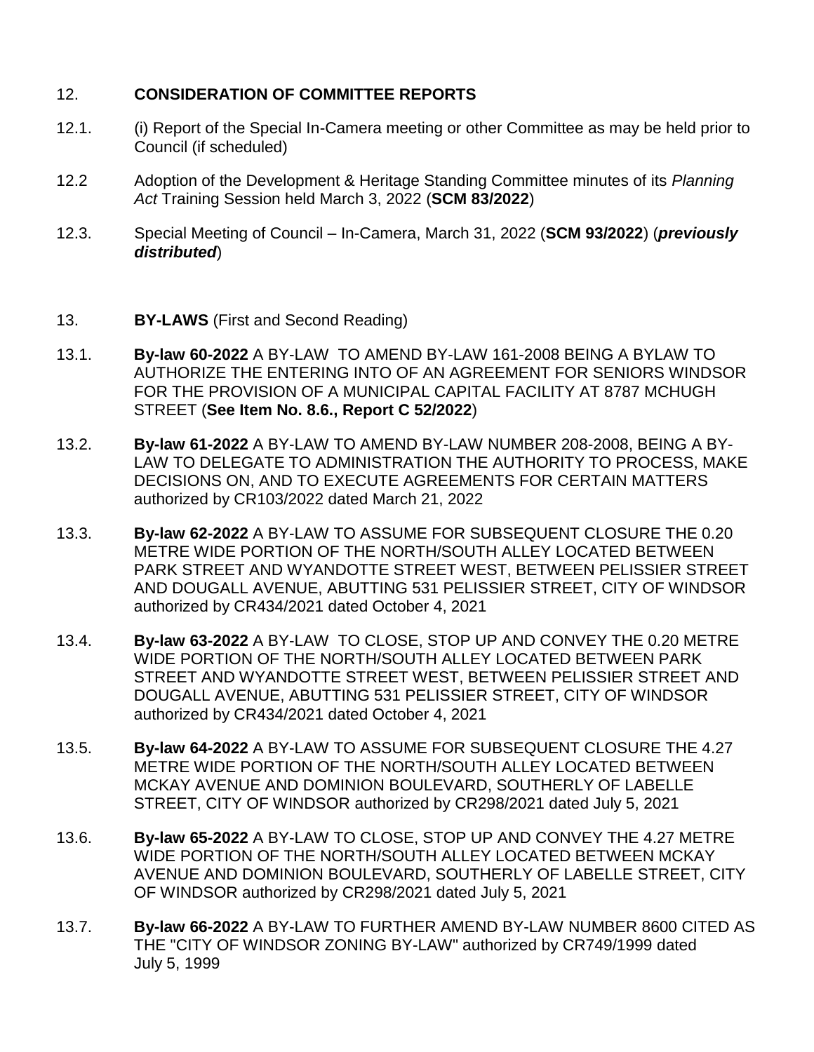12. **CONSIDERATION OF COMMITTEE REPORTS**

12.1. (i) Report of the Special In-Camera meeting or other Committee as may be held prior to Council (if scheduled)

12.2 Adoption of the Development & Heritage Standing Committee minutes of its *Planning Act* Training Session held March 3, 2022 (**SCM 83/2022**)

12.3. Special Meeting of Council – In-Camera, March 31, 2022 (**SCM 93/2022**) (***previously distributed***)

13. **BY-LAWS** (First and Second Reading)

13.1. **By-law 60-2022** A BY-LAW TO AMEND BY-LAW 161-2008 BEING A BYLAW TO AUTHORIZE THE ENTERING INTO OF AN AGREEMENT FOR SENIORS WINDSOR FOR THE PROVISION OF A MUNICIPAL CAPITAL FACILITY AT 8787 MCHUGH STREET (**See Item No. 8.6., Report C 52/2022**)

13.2. **By-law 61-2022** A BY-LAW TO AMEND BY-LAW NUMBER 208-2008, BEING A BY-LAW TO DELEGATE TO ADMINISTRATION THE AUTHORITY TO PROCESS, MAKE DECISIONS ON, AND TO EXECUTE AGREEMENTS FOR CERTAIN MATTERS authorized by CR103/2022 dated March 21, 2022

13.3. **By-law 62-2022** A BY-LAW TO ASSUME FOR SUBSEQUENT CLOSURE THE 0.20 METRE WIDE PORTION OF THE NORTH/SOUTH ALLEY LOCATED BETWEEN PARK STREET AND WYANDOTTE STREET WEST, BETWEEN PELISSIER STREET AND DOUGALL AVENUE, ABUTTING 531 PELISSIER STREET, CITY OF WINDSOR authorized by CR434/2021 dated October 4, 2021

13.4. **By-law 63-2022** A BY-LAW TO CLOSE, STOP UP AND CONVEY THE 0.20 METRE WIDE PORTION OF THE NORTH/SOUTH ALLEY LOCATED BETWEEN PARK STREET AND WYANDOTTE STREET WEST, BETWEEN PELISSIER STREET AND DOUGALL AVENUE, ABUTTING 531 PELISSIER STREET, CITY OF WINDSOR authorized by CR434/2021 dated October 4, 2021

13.5. **By-law 64-2022** A BY-LAW TO ASSUME FOR SUBSEQUENT CLOSURE THE 4.27 METRE WIDE PORTION OF THE NORTH/SOUTH ALLEY LOCATED BETWEEN MCKAY AVENUE AND DOMINION BOULEVARD, SOUTHERLY OF LABELLE STREET, CITY OF WINDSOR authorized by CR298/2021 dated July 5, 2021

13.6. **By-law 65-2022** A BY-LAW TO CLOSE, STOP UP AND CONVEY THE 4.27 METRE WIDE PORTION OF THE NORTH/SOUTH ALLEY LOCATED BETWEEN MCKAY AVENUE AND DOMINION BOULEVARD, SOUTHERLY OF LABELLE STREET, CITY OF WINDSOR authorized by CR298/2021 dated July 5, 2021

13.7. **By-law 66-2022** A BY-LAW TO FURTHER AMEND BY-LAW NUMBER 8600 CITED AS THE "CITY OF WINDSOR ZONING BY-LAW" authorized by CR749/1999 dated July 5, 1999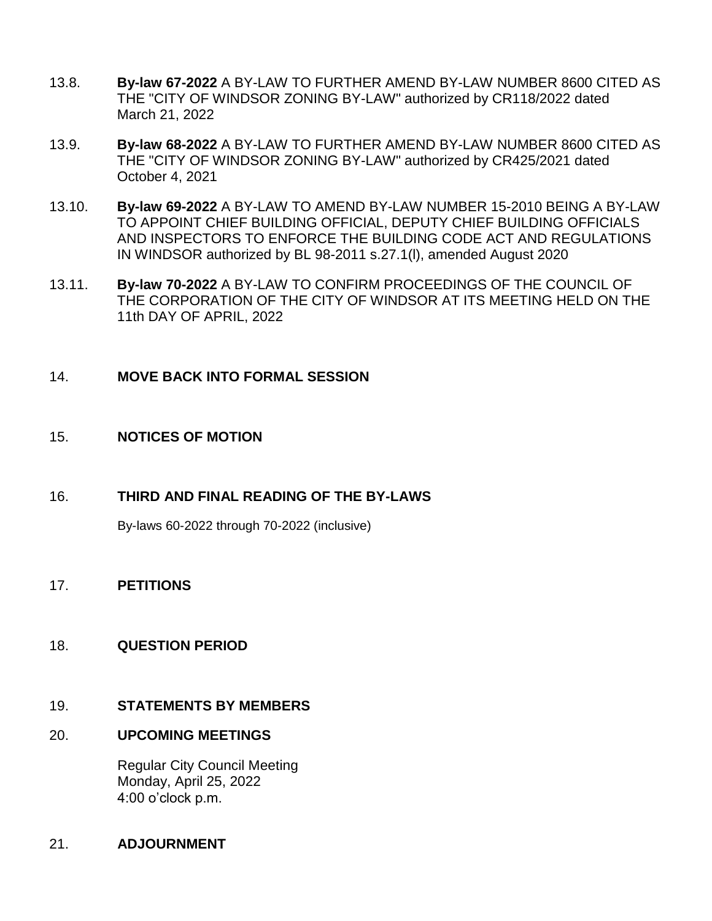13.8. **By-law 67-2022** A BY-LAW TO FURTHER AMEND BY-LAW NUMBER 8600 CITED AS THE "CITY OF WINDSOR ZONING BY-LAW" authorized by CR118/2022 dated March 21, 2022

13.9. **By-law 68-2022** A BY-LAW TO FURTHER AMEND BY-LAW NUMBER 8600 CITED AS THE "CITY OF WINDSOR ZONING BY-LAW" authorized by CR425/2021 dated October 4, 2021

13.10. **By-law 69-2022** A BY-LAW TO AMEND BY-LAW NUMBER 15-2010 BEING A BY-LAW TO APPOINT CHIEF BUILDING OFFICIAL, DEPUTY CHIEF BUILDING OFFICIALS AND INSPECTORS TO ENFORCE THE BUILDING CODE ACT AND REGULATIONS IN WINDSOR authorized by BL 98-2011 s.27.1(l), amended August 2020

13.11. **By-law 70-2022** A BY-LAW TO CONFIRM PROCEEDINGS OF THE COUNCIL OF THE CORPORATION OF THE CITY OF WINDSOR AT ITS MEETING HELD ON THE 11th DAY OF APRIL, 2022

## 14. MOVE BACK INTO FORMAL SESSION

## 15. NOTICES OF MOTION

## 16. THIRD AND FINAL READING OF THE BY-LAWS

By-laws 60-2022 through 70-2022 (inclusive)

## 17. PETITIONS

## 18. QUESTION PERIOD

## 19. STATEMENTS BY MEMBERS

## 20. UPCOMING MEETINGS

Regular City Council Meeting
Monday, April 25, 2022
4:00 o'clock p.m.

## 21. ADJOURNMENT